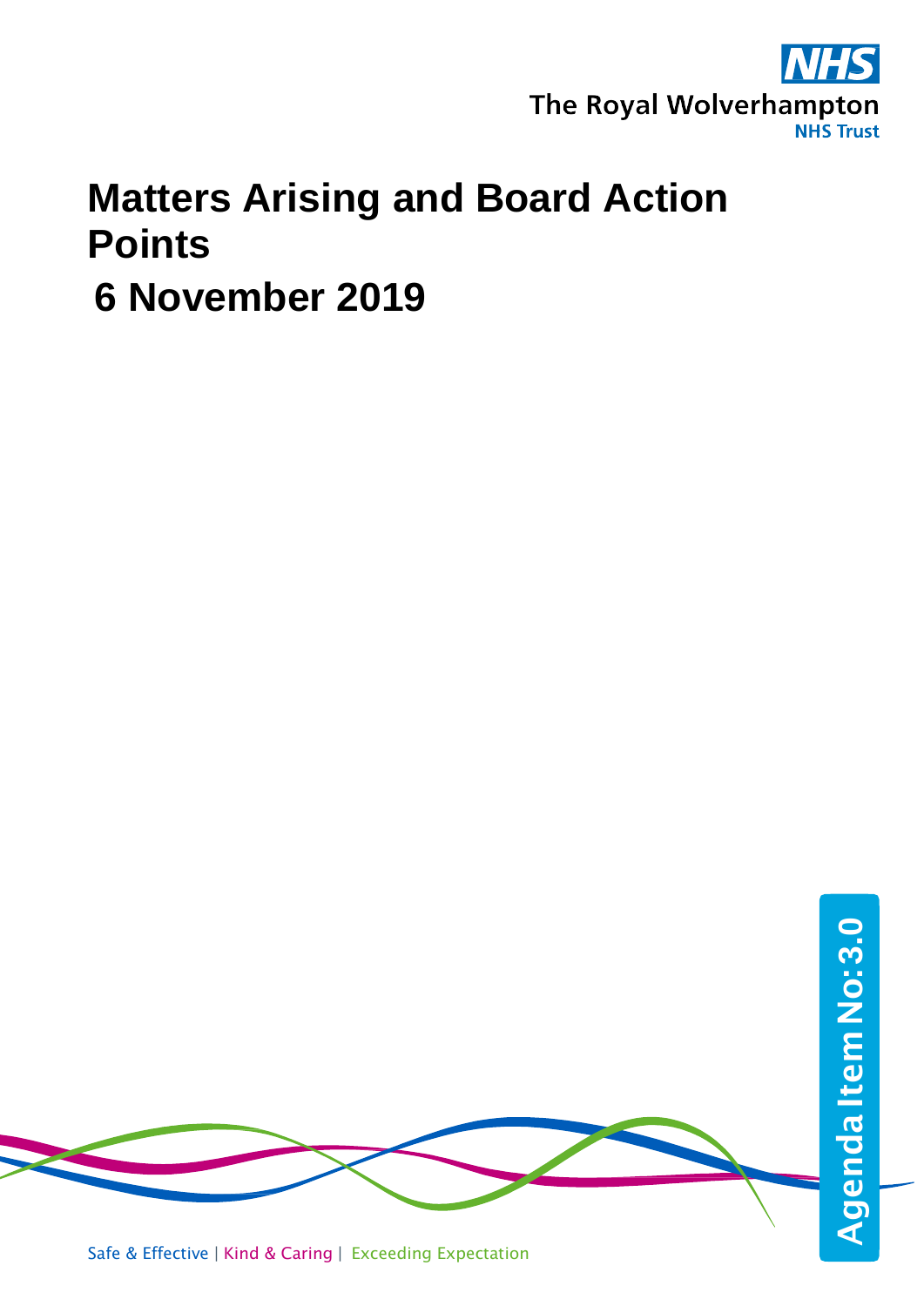NHS

The Royal Wolverhampton NHS Trust

# Matters Arising and Board Action Points

# 6 November 2019

Agenda Item No:3.0

Safe & Effective | Kind & Caring | Exceeding Expectation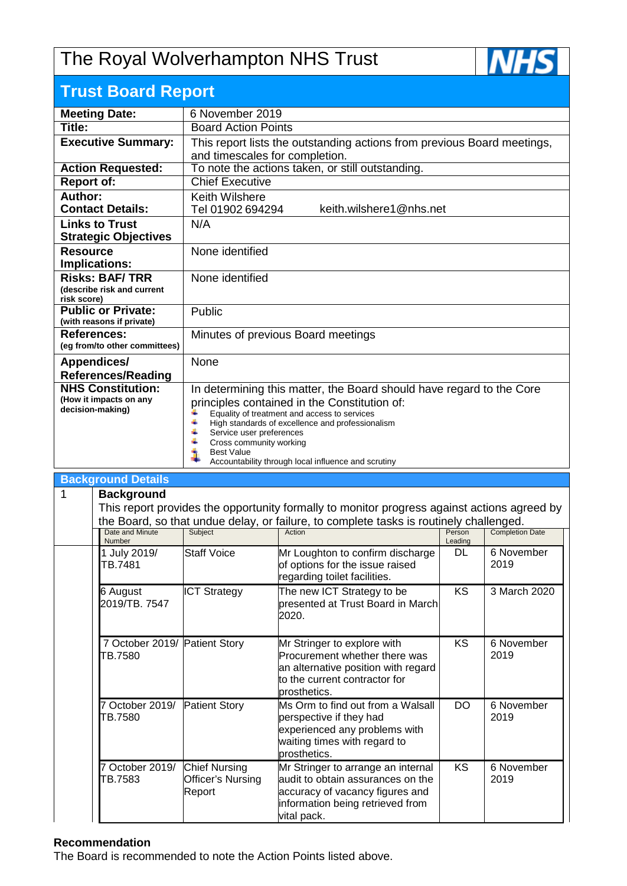# The Royal Wolverhampton NHS Trust

NHS

## Trust Board Report

| | |
|---|---|
| **Meeting Date:** | 6 November 2019 |
| **Title:** | Board Action Points |
| **Executive Summary:** | This report lists the outstanding actions from previous Board meetings, and timescales for completion. |
| **Action Requested:** | To note the actions taken, or still outstanding. |
| **Report of:** | Chief Executive |
| **Author:** **Contact Details:** | Keith Wilshere Tel 01902 694294 keith.wilshere1@nhs.net |
| **Links to Trust Strategic Objectives** | N/A |
| **Resource Implications:** | None identified |
| **Risks: BAF/ TRR** (describe risk and current risk score) | None identified |
| **Public or Private:** (with reasons if private) | Public |
| **References:** (eg from/to other committees) | Minutes of previous Board meetings |
| **Appendices/ References/Reading** | None |
| **NHS Constitution:** (How it impacts on any decision-making) | In determining this matter, the Board should have regard to the Core principles contained in the Constitution of: <br>- Equality of treatment and access to services <br>- High standards of excellence and professionalism <br>- Service user preferences <br>- Cross community working <br>- Best Value <br>- Accountability through local influence and scrutiny |

## Background Details

**1 Background**

This report provides the opportunity formally to monitor progress against actions agreed by the Board, so that undue delay, or failure, to complete tasks is routinely challenged.

| Date and Minute Number | Subject | Action | Person Leading | Completion Date |
|---|---|---|---|---|
| 1 July 2019/ TB.7481 | Staff Voice | Mr Loughton to confirm discharge of options for the issue raised regarding toilet facilities. | DL | 6 November 2019 |
| 6 August 2019/TB. 7547 | ICT Strategy | The new ICT Strategy to be presented at Trust Board in March 2020. | KS | 3 March 2020 |
| 7 October 2019/ TB.7580 | Patient Story | Mr Stringer to explore with Procurement whether there was an alternative position with regard to the current contractor for prosthetics. | KS | 6 November 2019 |
| 7 October 2019/ TB.7580 | Patient Story | Ms Orm to find out from a Walsall perspective if they had experienced any problems with waiting times with regard to prosthetics. | DO | 6 November 2019 |
| 7 October 2019/ TB.7583 | Chief Nursing Officer's Nursing Report | Mr Stringer to arrange an internal audit to obtain assurances on the accuracy of vacancy figures and information being retrieved from vital pack. | KS | 6 November 2019 |

**Recommendation**

The Board is recommended to note the Action Points listed above.